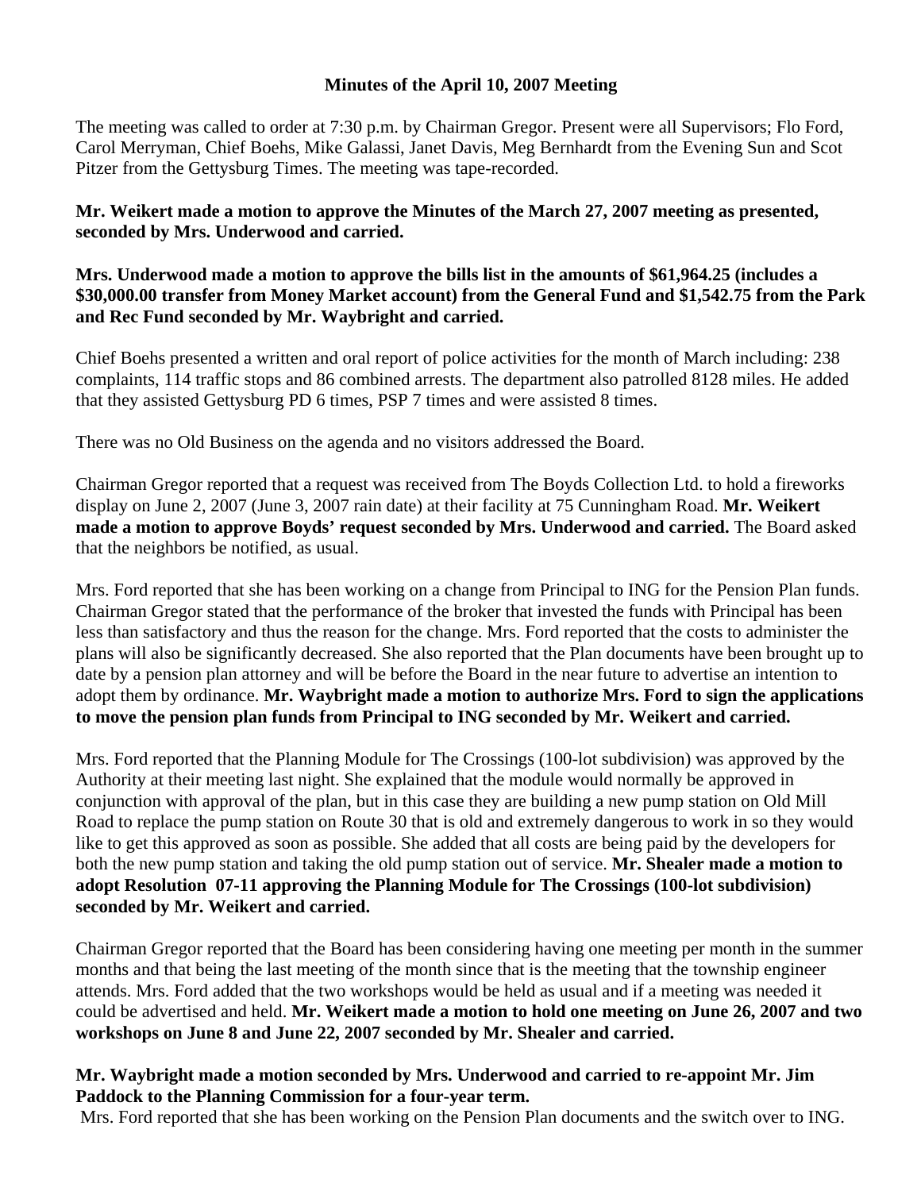**Minutes of the April 10, 2007 Meeting**

The meeting was called to order at 7:30 p.m. by Chairman Gregor. Present were all Supervisors; Flo Ford, Carol Merryman, Chief Boehs, Mike Galassi, Janet Davis, Meg Bernhardt from the Evening Sun and Scot Pitzer from the Gettysburg Times. The meeting was tape-recorded.

**Mr. Weikert made a motion to approve the Minutes of the March 27, 2007 meeting as presented, seconded by Mrs. Underwood and carried.**

**Mrs. Underwood made a motion to approve the bills list in the amounts of $61,964.25 (includes a $30,000.00 transfer from Money Market account) from the General Fund and $1,542.75 from the Park and Rec Fund seconded by Mr. Waybright and carried.**

Chief Boehs presented a written and oral report of police activities for the month of March including: 238 complaints, 114 traffic stops and 86 combined arrests. The department also patrolled 8128 miles. He added that they assisted Gettysburg PD 6 times, PSP 7 times and were assisted 8 times.

There was no Old Business on the agenda and no visitors addressed the Board.

Chairman Gregor reported that a request was received from The Boyds Collection Ltd. to hold a fireworks display on June 2, 2007 (June 3, 2007 rain date) at their facility at 75 Cunningham Road. **Mr. Weikert made a motion to approve Boyds' request seconded by Mrs. Underwood and carried.** The Board asked that the neighbors be notified, as usual.

Mrs. Ford reported that she has been working on a change from Principal to ING for the Pension Plan funds. Chairman Gregor stated that the performance of the broker that invested the funds with Principal has been less than satisfactory and thus the reason for the change. Mrs. Ford reported that the costs to administer the plans will also be significantly decreased. She also reported that the Plan documents have been brought up to date by a pension plan attorney and will be before the Board in the near future to advertise an intention to adopt them by ordinance. **Mr. Waybright made a motion to authorize Mrs. Ford to sign the applications to move the pension plan funds from Principal to ING seconded by Mr. Weikert and carried.**

Mrs. Ford reported that the Planning Module for The Crossings (100-lot subdivision) was approved by the Authority at their meeting last night. She explained that the module would normally be approved in conjunction with approval of the plan, but in this case they are building a new pump station on Old Mill Road to replace the pump station on Route 30 that is old and extremely dangerous to work in so they would like to get this approved as soon as possible. She added that all costs are being paid by the developers for both the new pump station and taking the old pump station out of service. **Mr. Shealer made a motion to adopt Resolution 07-11 approving the Planning Module for The Crossings (100-lot subdivision) seconded by Mr. Weikert and carried.**

Chairman Gregor reported that the Board has been considering having one meeting per month in the summer months and that being the last meeting of the month since that is the meeting that the township engineer attends. Mrs. Ford added that the two workshops would be held as usual and if a meeting was needed it could be advertised and held. **Mr. Weikert made a motion to hold one meeting on June 26, 2007 and two workshops on June 8 and June 22, 2007 seconded by Mr. Shealer and carried.**

**Mr. Waybright made a motion seconded by Mrs. Underwood and carried to re-appoint Mr. Jim Paddock to the Planning Commission for a four-year term.**

Mrs. Ford reported that she has been working on the Pension Plan documents and the switch over to ING.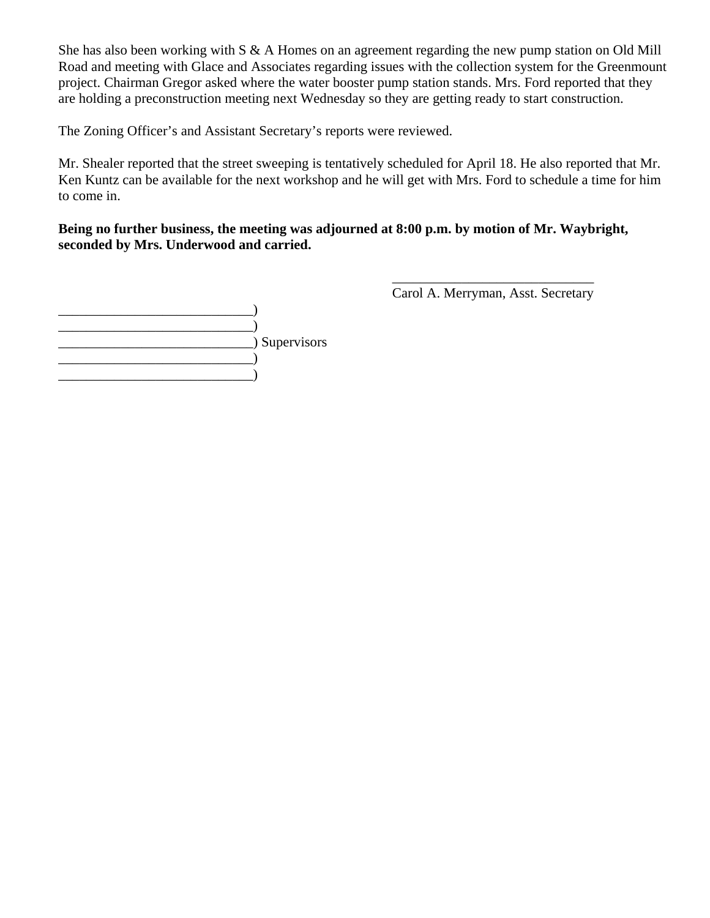She has also been working with S & A Homes on an agreement regarding the new pump station on Old Mill Road and meeting with Glace and Associates regarding issues with the collection system for the Greenmount project. Chairman Gregor asked where the water booster pump station stands. Mrs. Ford reported that they are holding a preconstruction meeting next Wednesday so they are getting ready to start construction.

The Zoning Officer's and Assistant Secretary's reports were reviewed.

Mr. Shealer reported that the street sweeping is tentatively scheduled for April 18. He also reported that Mr. Ken Kuntz can be available for the next workshop and he will get with Mrs. Ford to schedule a time for him to come in.

**Being no further business, the meeting was adjourned at 8:00 p.m. by motion of Mr. Waybright, seconded by Mrs. Underwood and carried.**

\_\_\_\_\_\_\_\_\_\_\_\_\_\_\_\_\_\_\_\_\_\_\_\_\_\_\_\_\_\_
Carol A. Merryman, Asst. Secretary

\_\_\_\_\_\_\_\_\_\_\_\_\_\_\_\_\_\_\_\_\_\_\_\_\_\_\_\_\_\_)
\_\_\_\_\_\_\_\_\_\_\_\_\_\_\_\_\_\_\_\_\_\_\_\_\_\_\_\_\_\_)
\_\_\_\_\_\_\_\_\_\_\_\_\_\_\_\_\_\_\_\_\_\_\_\_\_\_\_\_\_\_) Supervisors
\_\_\_\_\_\_\_\_\_\_\_\_\_\_\_\_\_\_\_\_\_\_\_\_\_\_\_\_\_\_)
\_\_\_\_\_\_\_\_\_\_\_\_\_\_\_\_\_\_\_\_\_\_\_\_\_\_\_\_\_\_)